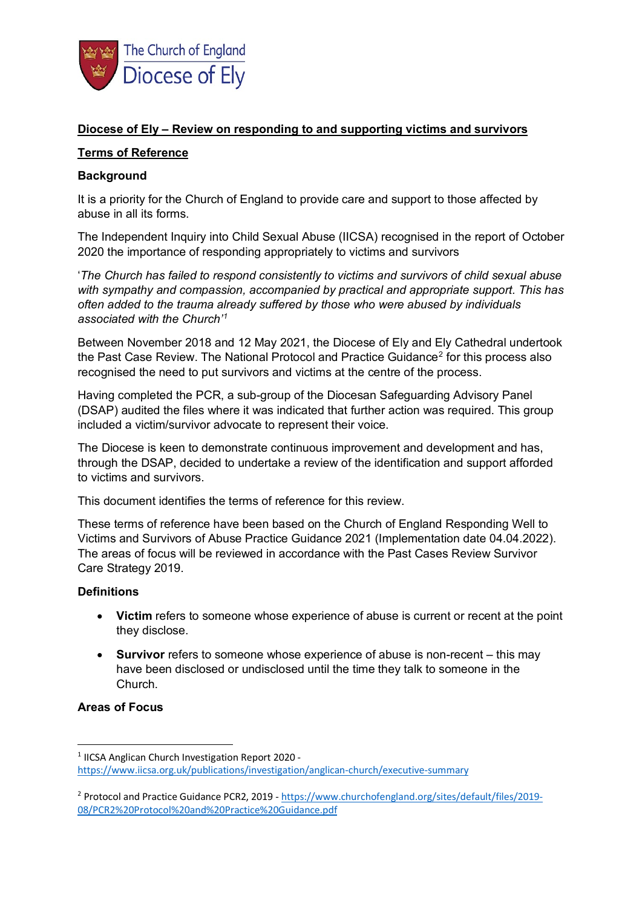The Church of England
Diocese of Ely

## Diocese of Ely – Review on responding to and supporting victims and survivors

### Terms of Reference

### Background

It is a priority for the Church of England to provide care and support to those affected by abuse in all its forms.

The Independent Inquiry into Child Sexual Abuse (IICSA) recognised in the report of October 2020 the importance of responding appropriately to victims and survivors

'*The Church has failed to respond consistently to victims and survivors of child sexual abuse with sympathy and compassion, accompanied by practical and appropriate support. This has often added to the trauma already suffered by those who were abused by individuals associated with the Church*'[1]

Between November 2018 and 12 May 2021, the Diocese of Ely and Ely Cathedral undertook the Past Case Review. The National Protocol and Practice Guidance[2] for this process also recognised the need to put survivors and victims at the centre of the process.

Having completed the PCR, a sub-group of the Diocesan Safeguarding Advisory Panel (DSAP) audited the files where it was indicated that further action was required. This group included a victim/survivor advocate to represent their voice.

The Diocese is keen to demonstrate continuous improvement and development and has, through the DSAP, decided to undertake a review of the identification and support afforded to victims and survivors.

This document identifies the terms of reference for this review.

These terms of reference have been based on the Church of England Responding Well to Victims and Survivors of Abuse Practice Guidance 2021 (Implementation date 04.04.2022). The areas of focus will be reviewed in accordance with the Past Cases Review Survivor Care Strategy 2019.

### Definitions

- **Victim** refers to someone whose experience of abuse is current or recent at the point they disclose.
- **Survivor** refers to someone whose experience of abuse is non-recent – this may have been disclosed or undisclosed until the time they talk to someone in the Church.

### Areas of Focus

---

[1] IICSA Anglican Church Investigation Report 2020 - https://www.iicsa.org.uk/publications/investigation/anglican-church/executive-summary

[2] Protocol and Practice Guidance PCR2, 2019 - https://www.churchofengland.org/sites/default/files/2019-08/PCR2%20Protocol%20and%20Practice%20Guidance.pdf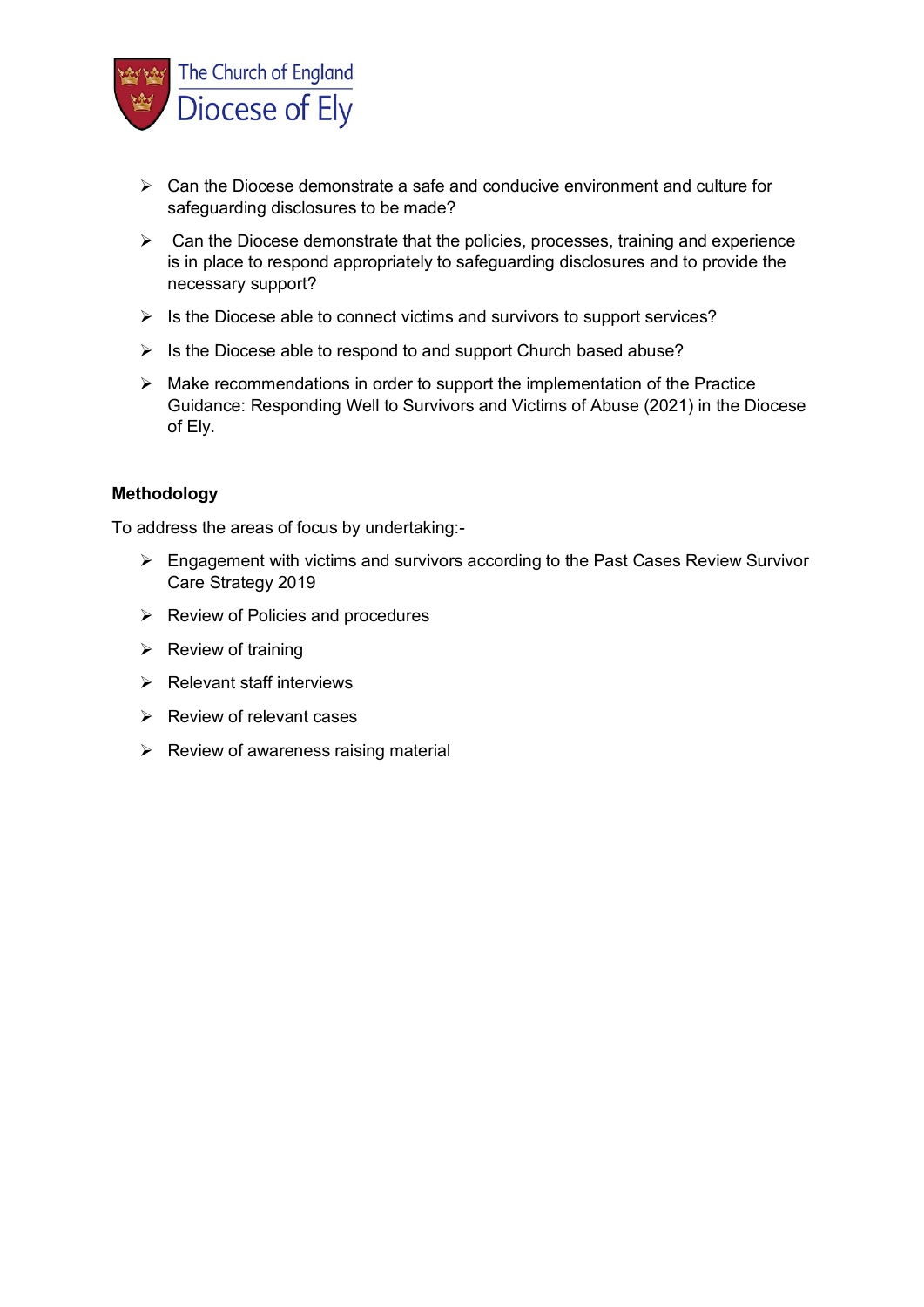- Can the Diocese demonstrate a safe and conducive environment and culture for safeguarding disclosures to be made?
- Can the Diocese demonstrate that the policies, processes, training and experience is in place to respond appropriately to safeguarding disclosures and to provide the necessary support?
- Is the Diocese able to connect victims and survivors to support services?
- Is the Diocese able to respond to and support Church based abuse?
- Make recommendations in order to support the implementation of the Practice Guidance: Responding Well to Survivors and Victims of Abuse (2021) in the Diocese of Ely.

**Methodology**

To address the areas of focus by undertaking:-

- Engagement with victims and survivors according to the Past Cases Review Survivor Care Strategy 2019
- Review of Policies and procedures
- Review of training
- Relevant staff interviews
- Review of relevant cases
- Review of awareness raising material